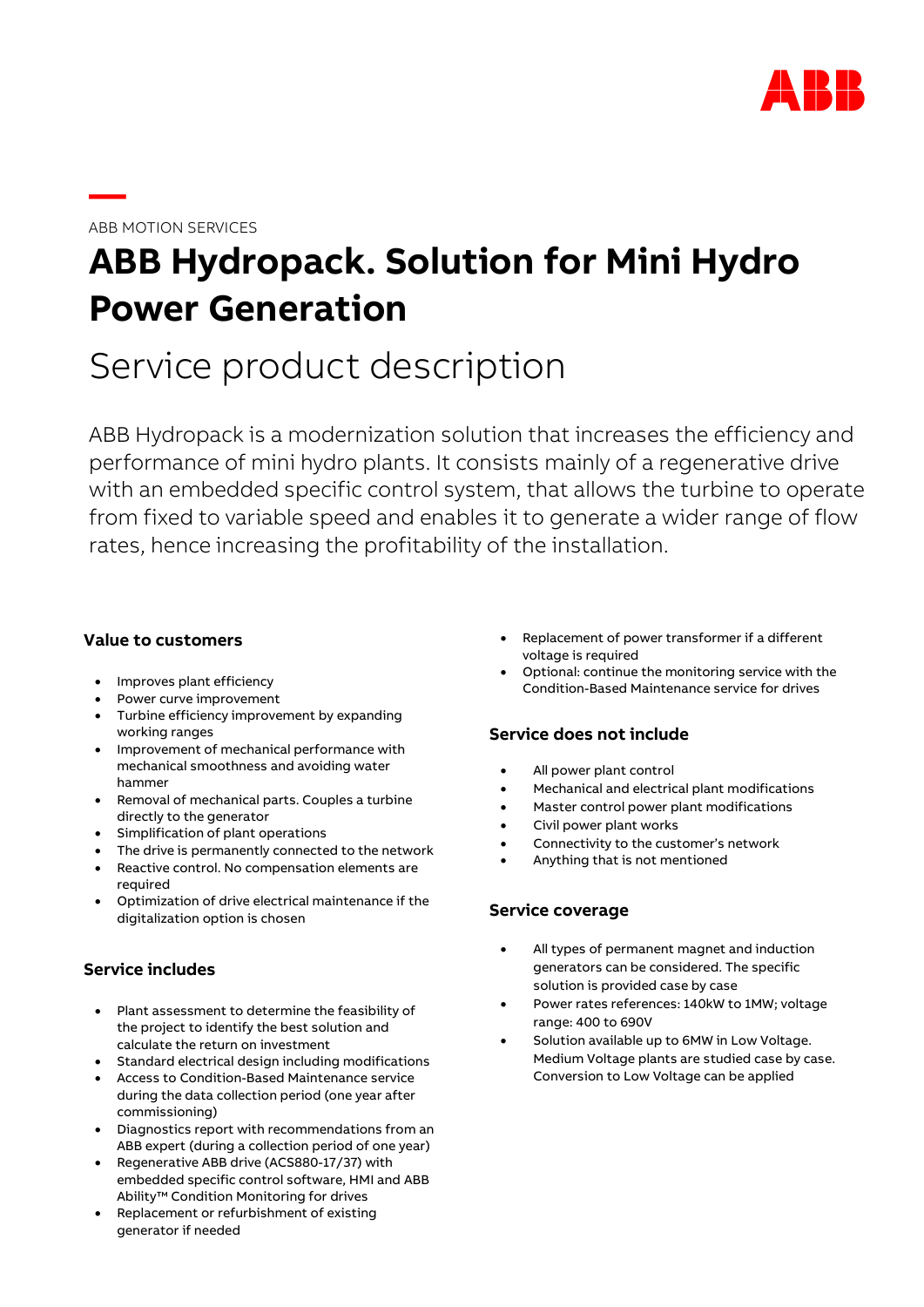ABB MOTION SERVICES

# ABB Hydropack. Solution for Mini Hydro Power Generation

## Service product description

ABB Hydropack is a modernization solution that increases the efficiency and performance of mini hydro plants. It consists mainly of a regenerative drive with an embedded specific control system, that allows the turbine to operate from fixed to variable speed and enables it to generate a wider range of flow rates, hence increasing the profitability of the installation.

### Value to customers

- Improves plant efficiency
- Power curve improvement
- Turbine efficiency improvement by expanding working ranges
- Improvement of mechanical performance with mechanical smoothness and avoiding water hammer
- Removal of mechanical parts. Couples a turbine directly to the generator
- Simplification of plant operations
- The drive is permanently connected to the network
- Reactive control. No compensation elements are required
- Optimization of drive electrical maintenance if the digitalization option is chosen

### Service includes

- Plant assessment to determine the feasibility of the project to identify the best solution and calculate the return on investment
- Standard electrical design including modifications
- Access to Condition-Based Maintenance service during the data collection period (one year after commissioning)
- Diagnostics report with recommendations from an ABB expert (during a collection period of one year)
- Regenerative ABB drive (ACS880-17/37) with embedded specific control software, HMI and ABB Ability™ Condition Monitoring for drives
- Replacement or refurbishment of existing generator if needed
- Replacement of power transformer if a different voltage is required
- Optional: continue the monitoring service with the Condition-Based Maintenance service for drives

### Service does not include

- All power plant control
- Mechanical and electrical plant modifications
- Master control power plant modifications
- Civil power plant works
- Connectivity to the customer's network
- Anything that is not mentioned

### Service coverage

- All types of permanent magnet and induction generators can be considered. The specific solution is provided case by case
- Power rates references: 140kW to 1MW; voltage range: 400 to 690V
- Solution available up to 6MW in Low Voltage. Medium Voltage plants are studied case by case. Conversion to Low Voltage can be applied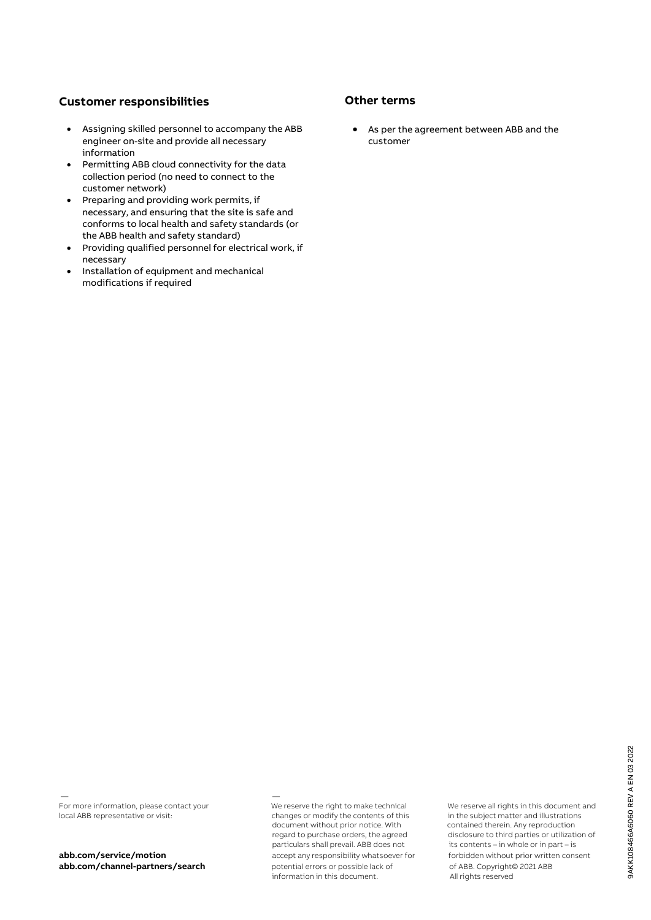## Customer responsibilities

- Assigning skilled personnel to accompany the ABB engineer on-site and provide all necessary information
- Permitting ABB cloud connectivity for the data collection period (no need to connect to the customer network)
- Preparing and providing work permits, if necessary, and ensuring that the site is safe and conforms to local health and safety standards (or the ABB health and safety standard)
- Providing qualified personnel for electrical work, if necessary
- Installation of equipment and mechanical modifications if required

## Other terms

- As per the agreement between ABB and the customer

—

For more information, please contact your local ABB representative or visit:

**abb.com/service/motion**
**abb.com/channel-partners/search**

—

We reserve the right to make technical changes or modify the contents of this document without prior notice. With regard to purchase orders, the agreed particulars shall prevail. ABB does not accept any responsibility whatsoever for potential errors or possible lack of information in this document.

We reserve all rights in this document and in the subject matter and illustrations contained therein. Any reproduction disclosure to third parties or utilization of its contents – in whole or in part – is forbidden without prior written consent of ABB. Copyright© 2021 ABB All rights reserved

9AKK108466A6060 REV A EN 03 2022